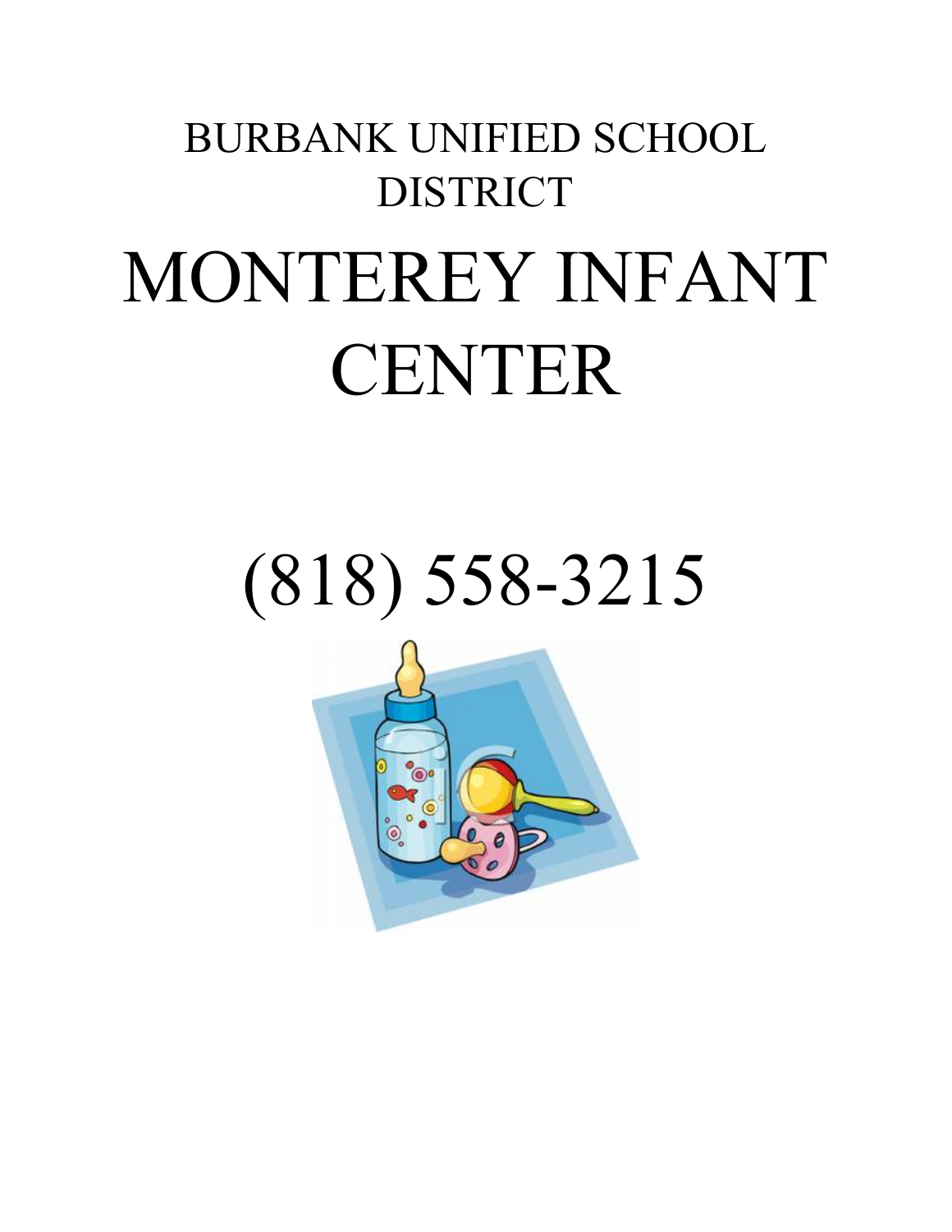BURBANK UNIFIED SCHOOL DISTRICT

# MONTEREY INFANT CENTER

# (818) 558-3215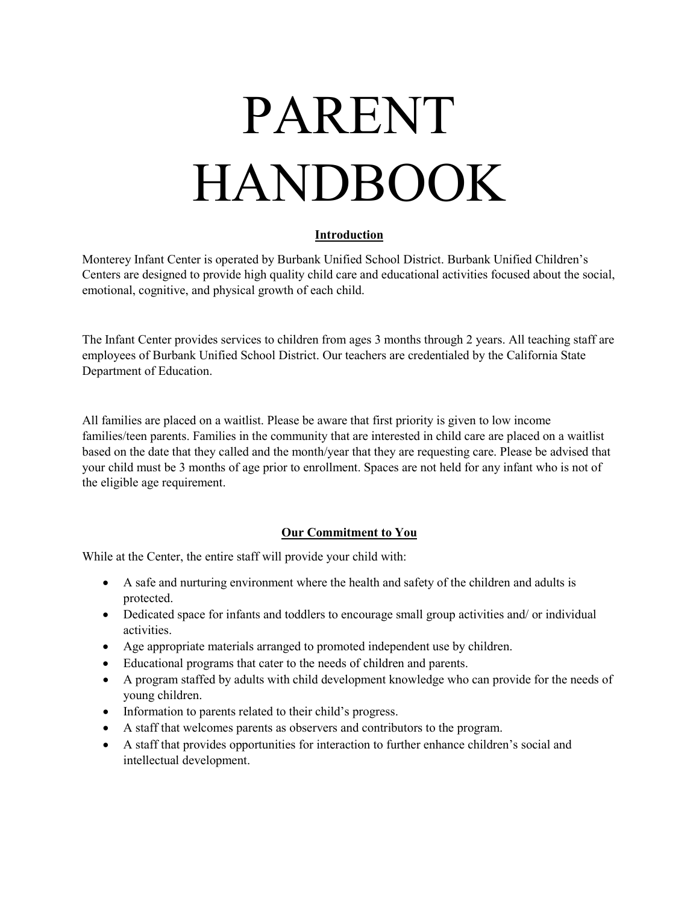# PARENT HANDBOOK

## Introduction

Monterey Infant Center is operated by Burbank Unified School District. Burbank Unified Children's Centers are designed to provide high quality child care and educational activities focused about the social, emotional, cognitive, and physical growth of each child.

The Infant Center provides services to children from ages 3 months through 2 years. All teaching staff are employees of Burbank Unified School District. Our teachers are credentialed by the California State Department of Education.

All families are placed on a waitlist. Please be aware that first priority is given to low income families/teen parents. Families in the community that are interested in child care are placed on a waitlist based on the date that they called and the month/year that they are requesting care. Please be advised that your child must be 3 months of age prior to enrollment. Spaces are not held for any infant who is not of the eligible age requirement.

## Our Commitment to You

While at the Center, the entire staff will provide your child with:

- A safe and nurturing environment where the health and safety of the children and adults is protected.
- Dedicated space for infants and toddlers to encourage small group activities and/ or individual activities.
- Age appropriate materials arranged to promoted independent use by children.
- Educational programs that cater to the needs of children and parents.
- A program staffed by adults with child development knowledge who can provide for the needs of young children.
- Information to parents related to their child's progress.
- A staff that welcomes parents as observers and contributors to the program.
- A staff that provides opportunities for interaction to further enhance children's social and intellectual development.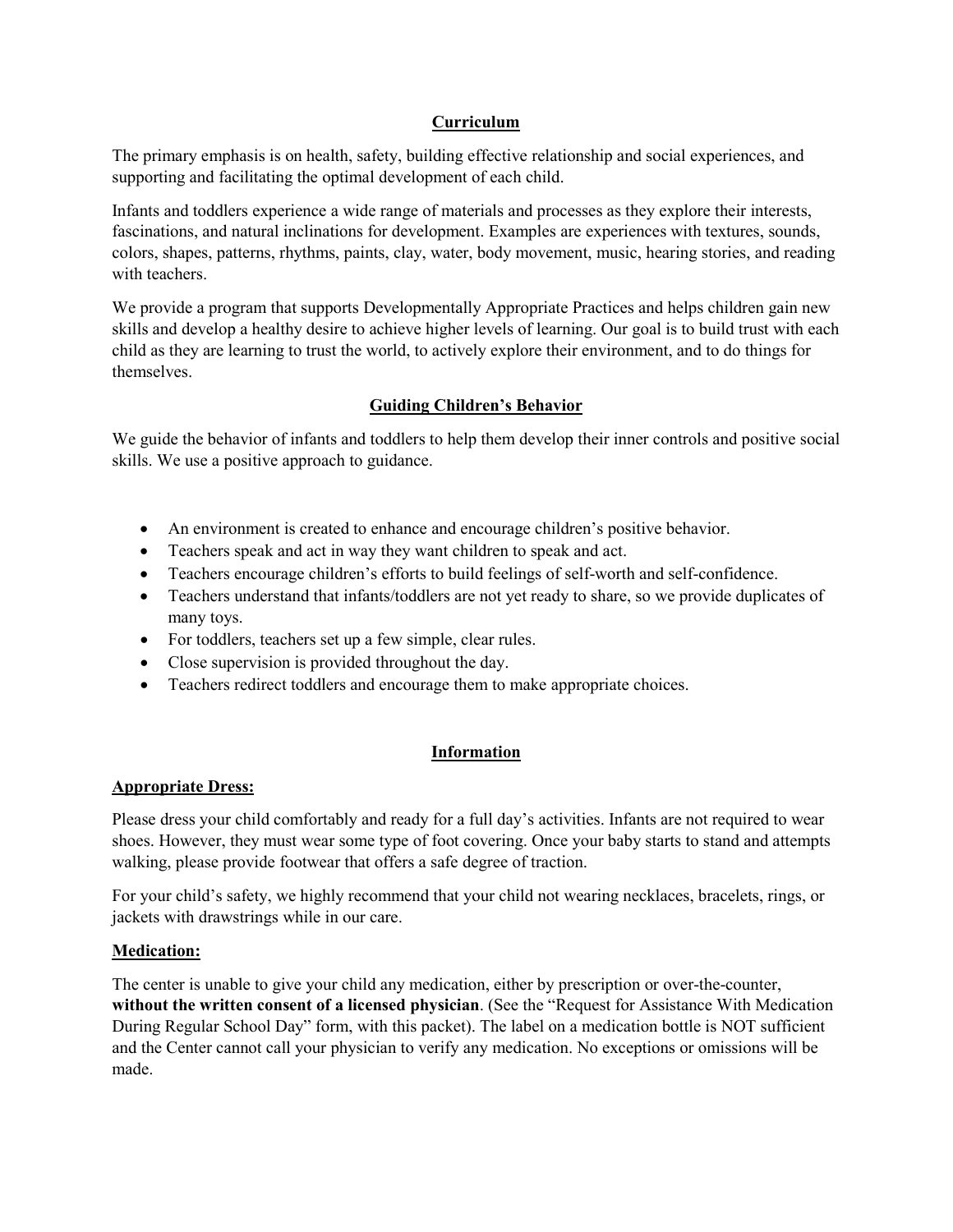## Curriculum

The primary emphasis is on health, safety, building effective relationship and social experiences, and supporting and facilitating the optimal development of each child.

Infants and toddlers experience a wide range of materials and processes as they explore their interests, fascinations, and natural inclinations for development. Examples are experiences with textures, sounds, colors, shapes, patterns, rhythms, paints, clay, water, body movement, music, hearing stories, and reading with teachers.

We provide a program that supports Developmentally Appropriate Practices and helps children gain new skills and develop a healthy desire to achieve higher levels of learning. Our goal is to build trust with each child as they are learning to trust the world, to actively explore their environment, and to do things for themselves.

## Guiding Children's Behavior

We guide the behavior of infants and toddlers to help them develop their inner controls and positive social skills. We use a positive approach to guidance.

- An environment is created to enhance and encourage children's positive behavior.
- Teachers speak and act in way they want children to speak and act.
- Teachers encourage children's efforts to build feelings of self-worth and self-confidence.
- Teachers understand that infants/toddlers are not yet ready to share, so we provide duplicates of many toys.
- For toddlers, teachers set up a few simple, clear rules.
- Close supervision is provided throughout the day.
- Teachers redirect toddlers and encourage them to make appropriate choices.

## Information

### Appropriate Dress:

Please dress your child comfortably and ready for a full day's activities. Infants are not required to wear shoes. However, they must wear some type of foot covering. Once your baby starts to stand and attempts walking, please provide footwear that offers a safe degree of traction.

For your child's safety, we highly recommend that your child not wearing necklaces, bracelets, rings, or jackets with drawstrings while in our care.

### Medication:

The center is unable to give your child any medication, either by prescription or over-the-counter, **without the written consent of a licensed physician**. (See the "Request for Assistance With Medication During Regular School Day" form, with this packet). The label on a medication bottle is NOT sufficient and the Center cannot call your physician to verify any medication. No exceptions or omissions will be made.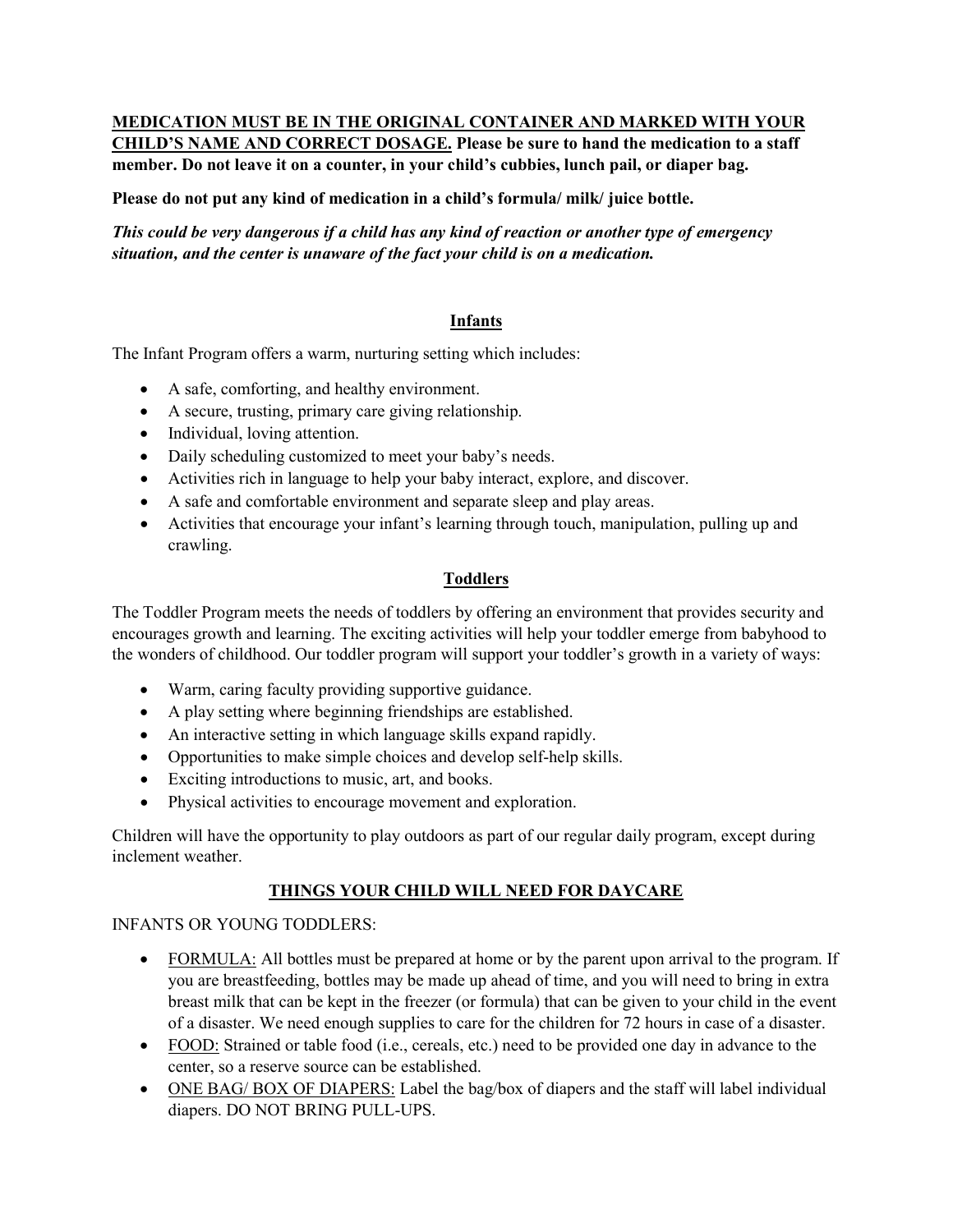**<u>MEDICATION MUST BE IN THE ORIGINAL CONTAINER AND MARKED WITH YOUR CHILD'S NAME AND CORRECT DOSAGE.</u> Please be sure to hand the medication to a staff member. Do not leave it on a counter, in your child's cubbies, lunch pail, or diaper bag.**

**Please do not put any kind of medication in a child's formula/ milk/ juice bottle.**

***This could be very dangerous if a child has any kind of reaction or another type of emergency situation, and the center is unaware of the fact your child is on a medication.***

## <u>Infants</u>

The Infant Program offers a warm, nurturing setting which includes:

- A safe, comforting, and healthy environment.
- A secure, trusting, primary care giving relationship.
- Individual, loving attention.
- Daily scheduling customized to meet your baby's needs.
- Activities rich in language to help your baby interact, explore, and discover.
- A safe and comfortable environment and separate sleep and play areas.
- Activities that encourage your infant's learning through touch, manipulation, pulling up and crawling.

## <u>Toddlers</u>

The Toddler Program meets the needs of toddlers by offering an environment that provides security and encourages growth and learning. The exciting activities will help your toddler emerge from babyhood to the wonders of childhood. Our toddler program will support your toddler's growth in a variety of ways:

- Warm, caring faculty providing supportive guidance.
- A play setting where beginning friendships are established.
- An interactive setting in which language skills expand rapidly.
- Opportunities to make simple choices and develop self-help skills.
- Exciting introductions to music, art, and books.
- Physical activities to encourage movement and exploration.

Children will have the opportunity to play outdoors as part of our regular daily program, except during inclement weather.

## <u>THINGS YOUR CHILD WILL NEED FOR DAYCARE</u>

INFANTS OR YOUNG TODDLERS:

- <u>FORMULA:</u> All bottles must be prepared at home or by the parent upon arrival to the program. If you are breastfeeding, bottles may be made up ahead of time, and you will need to bring in extra breast milk that can be kept in the freezer (or formula) that can be given to your child in the event of a disaster. We need enough supplies to care for the children for 72 hours in case of a disaster.
- <u>FOOD:</u> Strained or table food (i.e., cereals, etc.) need to be provided one day in advance to the center, so a reserve source can be established.
- <u>ONE BAG/ BOX OF DIAPERS:</u> Label the bag/box of diapers and the staff will label individual diapers. DO NOT BRING PULL-UPS.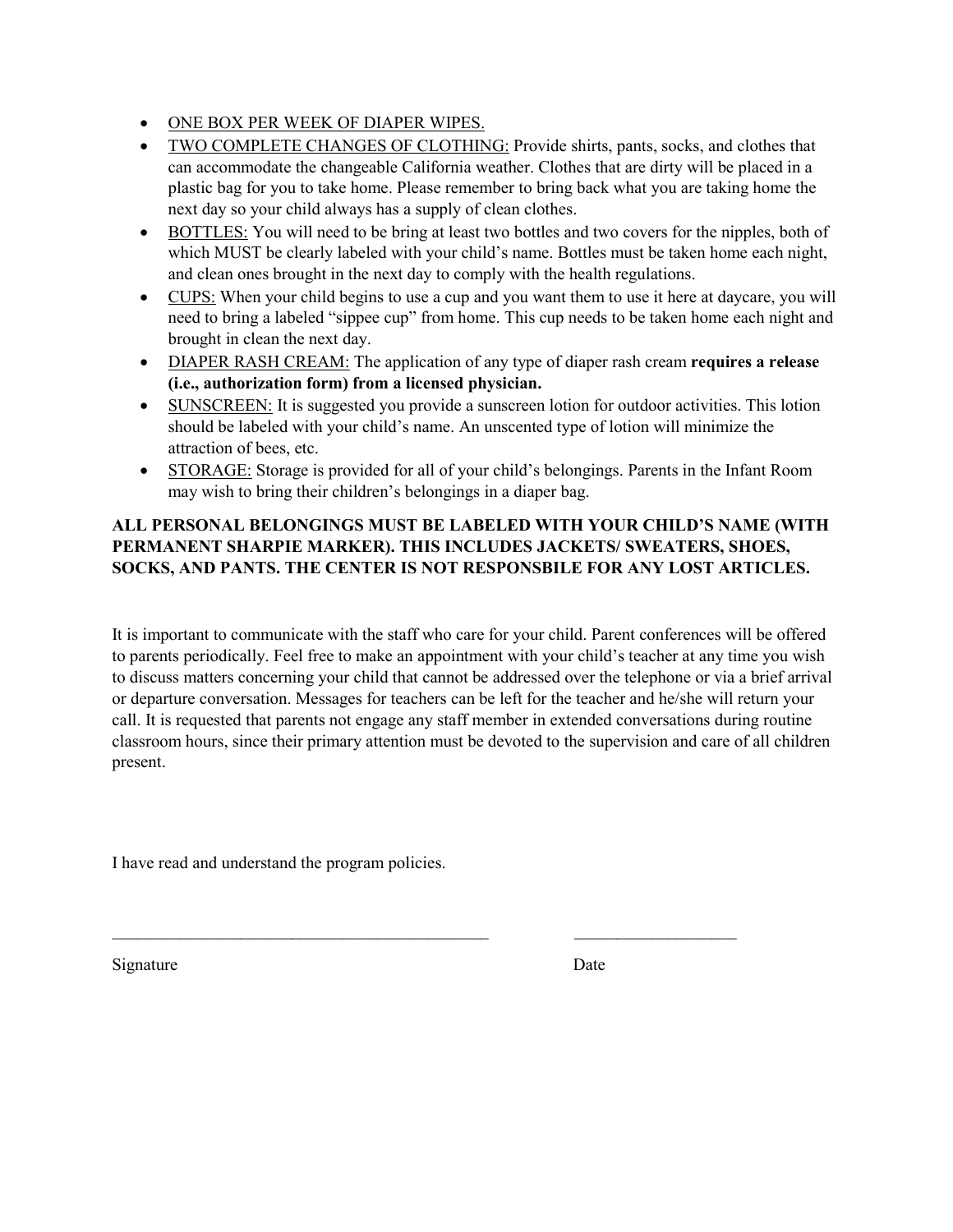- <u>ONE BOX PER WEEK OF DIAPER WIPES.</u>
- <u>TWO COMPLETE CHANGES OF CLOTHING:</u> Provide shirts, pants, socks, and clothes that can accommodate the changeable California weather. Clothes that are dirty will be placed in a plastic bag for you to take home. Please remember to bring back what you are taking home the next day so your child always has a supply of clean clothes.
- <u>BOTTLES:</u> You will need to be bring at least two bottles and two covers for the nipples, both of which MUST be clearly labeled with your child's name. Bottles must be taken home each night, and clean ones brought in the next day to comply with the health regulations.
- <u>CUPS:</u> When your child begins to use a cup and you want them to use it here at daycare, you will need to bring a labeled "sippee cup" from home. This cup needs to be taken home each night and brought in clean the next day.
- <u>DIAPER RASH CREAM:</u> The application of any type of diaper rash cream **requires a release (i.e., authorization form) from a licensed physician.**
- <u>SUNSCREEN:</u> It is suggested you provide a sunscreen lotion for outdoor activities. This lotion should be labeled with your child's name. An unscented type of lotion will minimize the attraction of bees, etc.
- <u>STORAGE:</u> Storage is provided for all of your child's belongings. Parents in the Infant Room may wish to bring their children's belongings in a diaper bag.

**ALL PERSONAL BELONGINGS MUST BE LABELED WITH YOUR CHILD'S NAME (WITH PERMANENT SHARPIE MARKER). THIS INCLUDES JACKETS/ SWEATERS, SHOES, SOCKS, AND PANTS. THE CENTER IS NOT RESPONSBILE FOR ANY LOST ARTICLES.**

It is important to communicate with the staff who care for your child. Parent conferences will be offered to parents periodically. Feel free to make an appointment with your child's teacher at any time you wish to discuss matters concerning your child that cannot be addressed over the telephone or via a brief arrival or departure conversation. Messages for teachers can be left for the teacher and he/she will return your call. It is requested that parents not engage any staff member in extended conversations during routine classroom hours, since their primary attention must be devoted to the supervision and care of all children present.

I have read and understand the program policies.

_____________________________________________ ___________________

Signature Date